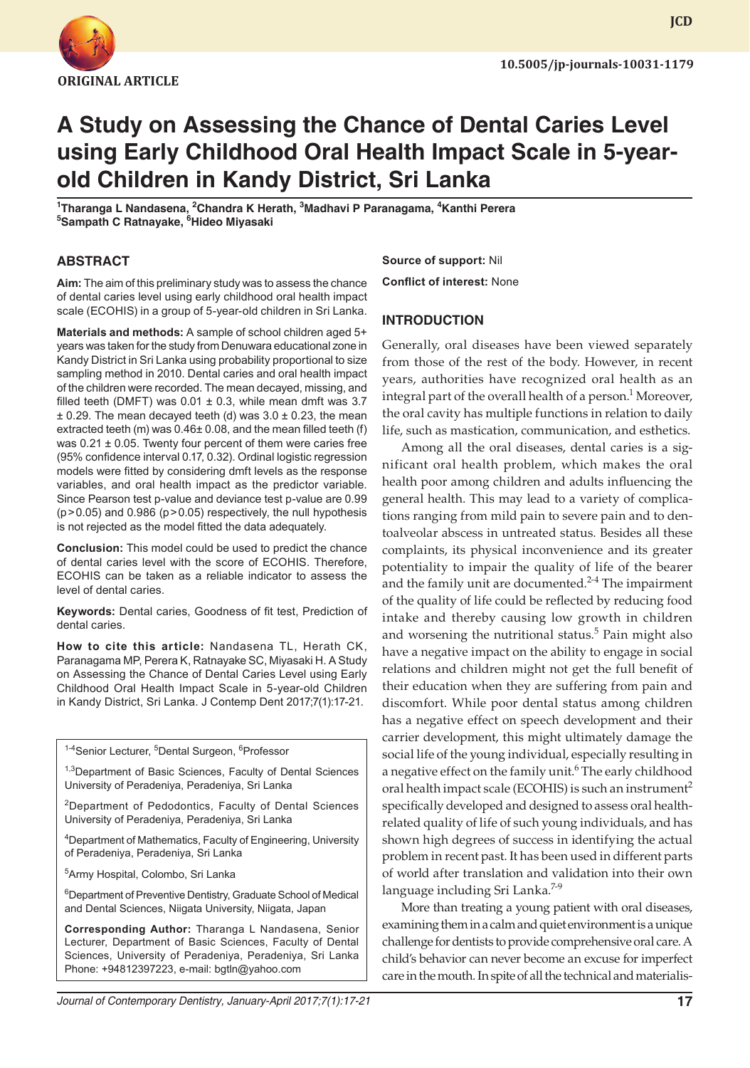ORIGINAL ARTICLE

10.5005/jp-journals-10031-1179

# A Study on Assessing the Chance of Dental Caries Level using Early Childhood Oral Health Impact Scale in 5-year-old Children in Kandy District, Sri Lanka

[1]Tharanga L Nandasena, [2]Chandra K Herath, [3]Madhavi P Paranagama, [4]Kanthi Perera
[5]Sampath C Ratnayake, [6]Hideo Miyasaki

## ABSTRACT

**Aim:** The aim of this preliminary study was to assess the chance of dental caries level using early childhood oral health impact scale (ECOHIS) in a group of 5-year-old children in Sri Lanka.

**Materials and methods:** A sample of school children aged 5+ years was taken for the study from Denuwara educational zone in Kandy District in Sri Lanka using probability proportional to size sampling method in 2010. Dental caries and oral health impact of the children were recorded. The mean decayed, missing, and filled teeth (DMFT) was 0.01 ± 0.3, while mean dmft was 3.7 ± 0.29. The mean decayed teeth (d) was 3.0 ± 0.23, the mean extracted teeth (m) was 0.46± 0.08, and the mean filled teeth (f) was 0.21 ± 0.05. Twenty four percent of them were caries free (95% confidence interval 0.17, 0.32). Ordinal logistic regression models were fitted by considering dmft levels as the response variables, and oral health impact as the predictor variable. Since Pearson test p-value and deviance test p-value are 0.99 ($p > 0.05$) and 0.986 ($p > 0.05$) respectively, the null hypothesis is not rejected as the model fitted the data adequately.

**Conclusion:** This model could be used to predict the chance of dental caries level with the score of ECOHIS. Therefore, ECOHIS can be taken as a reliable indicator to assess the level of dental caries.

**Keywords:** Dental caries, Goodness of fit test, Prediction of dental caries.

**How to cite this article:** Nandasena TL, Herath CK, Paranagama MP, Perera K, Ratnayake SC, Miyasaki H. A Study on Assessing the Chance of Dental Caries Level using Early Childhood Oral Health Impact Scale in 5-year-old Children in Kandy District, Sri Lanka. J Contemp Dent 2017;7(1):17-21.

[1-4]Senior Lecturer, [5]Dental Surgeon, [6]Professor

[1,3]Department of Basic Sciences, Faculty of Dental Sciences University of Peradeniya, Peradeniya, Sri Lanka

[2]Department of Pedodontics, Faculty of Dental Sciences University of Peradeniya, Peradeniya, Sri Lanka

[4]Department of Mathematics, Faculty of Engineering, University of Peradeniya, Peradeniya, Sri Lanka

[5]Army Hospital, Colombo, Sri Lanka

[6]Department of Preventive Dentistry, Graduate School of Medical and Dental Sciences, Niigata University, Niigata, Japan

**Corresponding Author:** Tharanga L Nandasena, Senior Lecturer, Department of Basic Sciences, Faculty of Dental Sciences, University of Peradeniya, Peradeniya, Sri Lanka Phone: +94812397223, e-mail: bgtln@yahoo.com

**Source of support:** Nil

**Conflict of interest:** None

## INTRODUCTION

Generally, oral diseases have been viewed separately from those of the rest of the body. However, in recent years, authorities have recognized oral health as an integral part of the overall health of a person.[1] Moreover, the oral cavity has multiple functions in relation to daily life, such as mastication, communication, and esthetics.

Among all the oral diseases, dental caries is a significant oral health problem, which makes the oral health poor among children and adults influencing the general health. This may lead to a variety of complications ranging from mild pain to severe pain and to dentoalveolar abscess in untreated status. Besides all these complaints, its physical inconvenience and its greater potentiality to impair the quality of life of the bearer and the family unit are documented.[2-4] The impairment of the quality of life could be reflected by reducing food intake and thereby causing low growth in children and worsening the nutritional status.[5] Pain might also have a negative impact on the ability to engage in social relations and children might not get the full benefit of their education when they are suffering from pain and discomfort. While poor dental status among children has a negative effect on speech development and their carrier development, this might ultimately damage the social life of the young individual, especially resulting in a negative effect on the family unit.[6] The early childhood oral health impact scale (ECOHIS) is such an instrument[2] specifically developed and designed to assess oral health-related quality of life of such young individuals, and has shown high degrees of success in identifying the actual problem in recent past. It has been used in different parts of world after translation and validation into their own language including Sri Lanka.[7-9]

More than treating a young patient with oral diseases, examining them in a calm and quiet environment is a unique challenge for dentists to provide comprehensive oral care. A child's behavior can never become an excuse for imperfect care in the mouth. In spite of all the technical and materialis-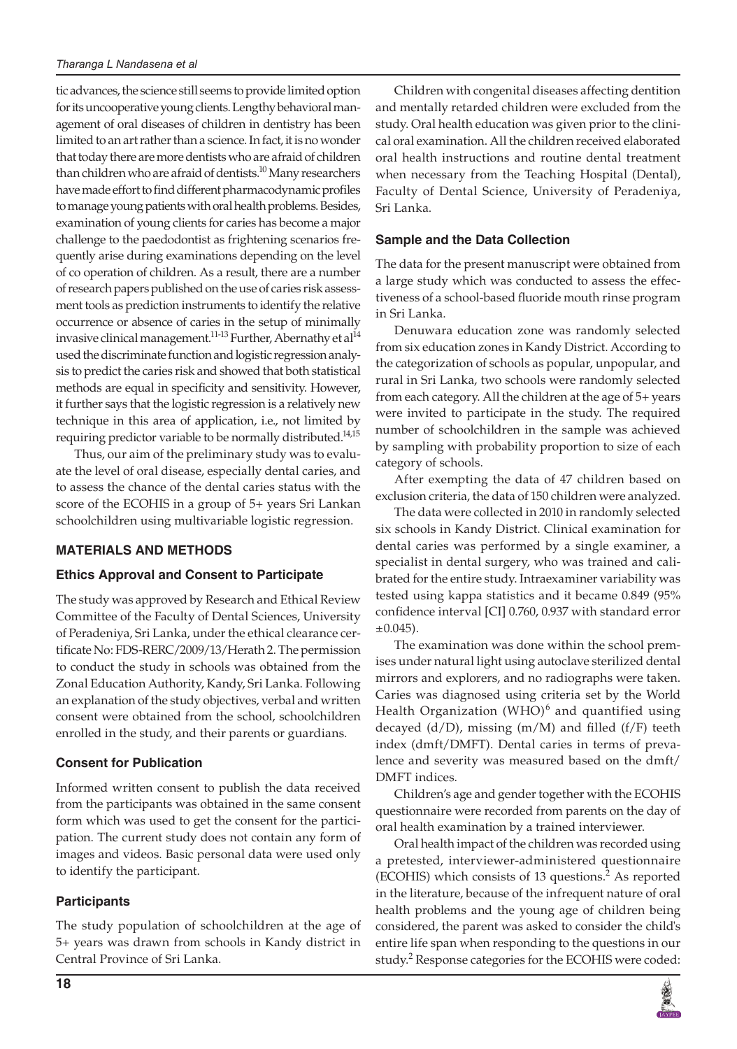tic advances, the science still seems to provide limited option for its uncooperative young clients. Lengthy behavioral management of oral diseases of children in dentistry has been limited to an art rather than a science. In fact, it is no wonder that today there are more dentists who are afraid of children than children who are afraid of dentists.[10] Many researchers have made effort to find different pharmacodynamic profiles to manage young patients with oral health problems. Besides, examination of young clients for caries has become a major challenge to the paedodontist as frightening scenarios frequently arise during examinations depending on the level of co operation of children. As a result, there are a number of research papers published on the use of caries risk assessment tools as prediction instruments to identify the relative occurrence or absence of caries in the setup of minimally invasive clinical management.[11-13] Further, Abernathy et al[14] used the discriminate function and logistic regression analysis to predict the caries risk and showed that both statistical methods are equal in specificity and sensitivity. However, it further says that the logistic regression is a relatively new technique in this area of application, i.e., not limited by requiring predictor variable to be normally distributed.[14,15]

Thus, our aim of the preliminary study was to evaluate the level of oral disease, especially dental caries, and to assess the chance of the dental caries status with the score of the ECOHIS in a group of 5+ years Sri Lankan schoolchildren using multivariable logistic regression.

## MATERIALS AND METHODS

### Ethics Approval and Consent to Participate

The study was approved by Research and Ethical Review Committee of the Faculty of Dental Sciences, University of Peradeniya, Sri Lanka, under the ethical clearance certificate No: FDS-RERC/2009/13/Herath 2. The permission to conduct the study in schools was obtained from the Zonal Education Authority, Kandy, Sri Lanka. Following an explanation of the study objectives, verbal and written consent were obtained from the school, schoolchildren enrolled in the study, and their parents or guardians.

### Consent for Publication

Informed written consent to publish the data received from the participants was obtained in the same consent form which was used to get the consent for the participation. The current study does not contain any form of images and videos. Basic personal data were used only to identify the participant.

### Participants

The study population of schoolchildren at the age of 5+ years was drawn from schools in Kandy district in Central Province of Sri Lanka.

Children with congenital diseases affecting dentition and mentally retarded children were excluded from the study. Oral health education was given prior to the clinical oral examination. All the children received elaborated oral health instructions and routine dental treatment when necessary from the Teaching Hospital (Dental), Faculty of Dental Science, University of Peradeniya, Sri Lanka.

### Sample and the Data Collection

The data for the present manuscript were obtained from a large study which was conducted to assess the effectiveness of a school-based fluoride mouth rinse program in Sri Lanka.

Denuwara education zone was randomly selected from six education zones in Kandy District. According to the categorization of schools as popular, unpopular, and rural in Sri Lanka, two schools were randomly selected from each category. All the children at the age of 5+ years were invited to participate in the study. The required number of schoolchildren in the sample was achieved by sampling with probability proportion to size of each category of schools.

After exempting the data of 47 children based on exclusion criteria, the data of 150 children were analyzed.

The data were collected in 2010 in randomly selected six schools in Kandy District. Clinical examination for dental caries was performed by a single examiner, a specialist in dental surgery, who was trained and calibrated for the entire study. Intraexaminer variability was tested using kappa statistics and it became 0.849 (95% confidence interval [CI] 0.760, 0.937 with standard error ±0.045).

The examination was done within the school premises under natural light using autoclave sterilized dental mirrors and explorers, and no radiographs were taken. Caries was diagnosed using criteria set by the World Health Organization (WHO)[6] and quantified using decayed (d/D), missing (m/M) and filled (f/F) teeth index (dmft/DMFT). Dental caries in terms of prevalence and severity was measured based on the dmft/DMFT indices.

Children's age and gender together with the ECOHIS questionnaire were recorded from parents on the day of oral health examination by a trained interviewer.

Oral health impact of the children was recorded using a pretested, interviewer-administered questionnaire (ECOHIS) which consists of 13 questions.[2] As reported in the literature, because of the infrequent nature of oral health problems and the young age of children being considered, the parent was asked to consider the child's entire life span when responding to the questions in our study.[2] Response categories for the ECOHIS were coded: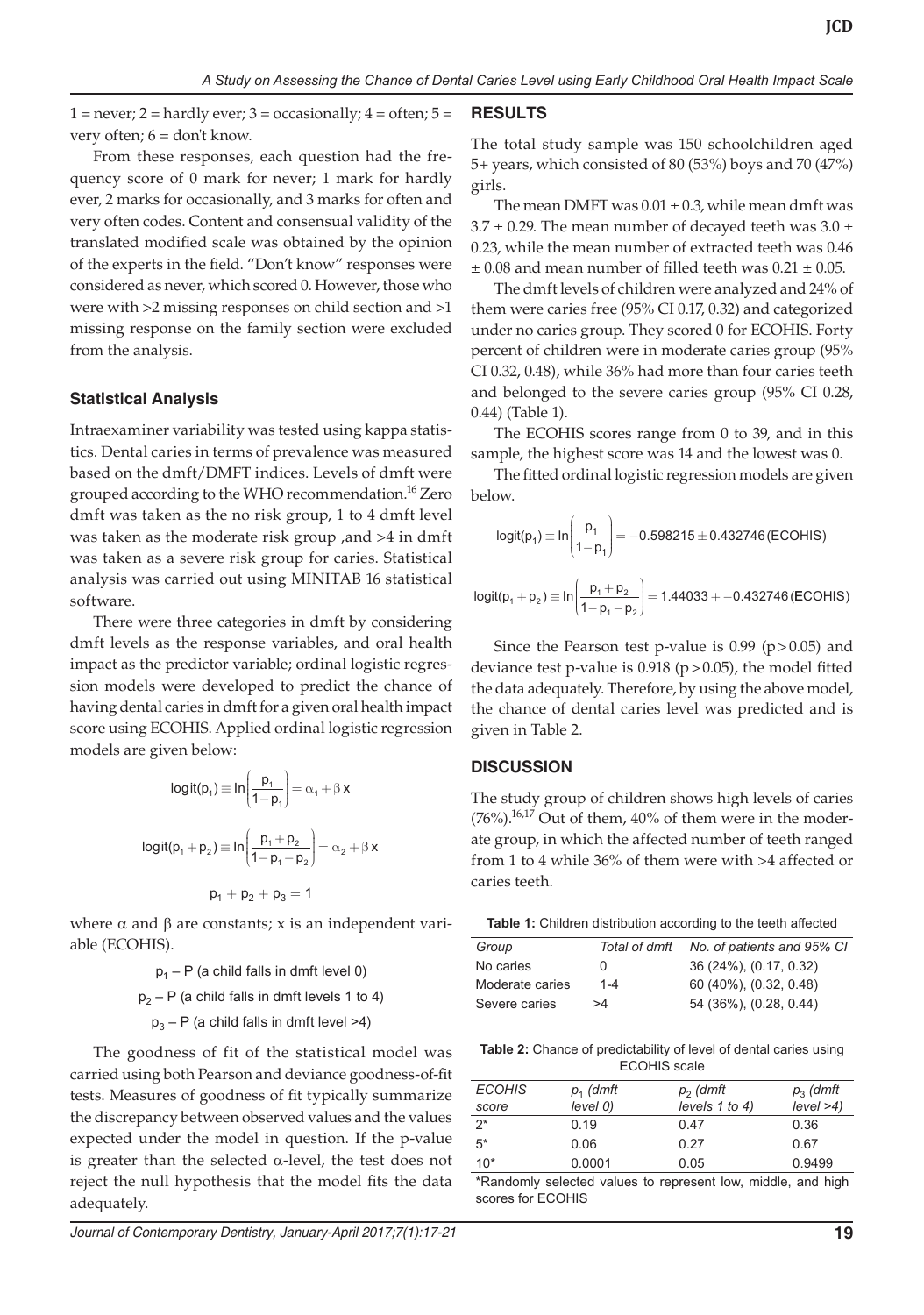1 = never; 2 = hardly ever; 3 = occasionally; 4 = often; 5 = very often; 6 = don't know.

From these responses, each question had the frequency score of 0 mark for never; 1 mark for hardly ever, 2 marks for occasionally, and 3 marks for often and very often codes. Content and consensual validity of the translated modified scale was obtained by the opinion of the experts in the field. "Don't know" responses were considered as never, which scored 0. However, those who were with >2 missing responses on child section and >1 missing response on the family section were excluded from the analysis.

### Statistical Analysis

Intraexaminer variability was tested using kappa statistics. Dental caries in terms of prevalence was measured based on the dmft/DMFT indices. Levels of dmft were grouped according to the WHO recommendation.[16] Zero dmft was taken as the no risk group, 1 to 4 dmft level was taken as the moderate risk group ,and >4 in dmft was taken as a severe risk group for caries. Statistical analysis was carried out using MINITAB 16 statistical software.

There were three categories in dmft by considering dmft levels as the response variables, and oral health impact as the predictor variable; ordinal logistic regression models were developed to predict the chance of having dental caries in dmft for a given oral health impact score using ECOHIS. Applied ordinal logistic regression models are given below:

$$\text{logit}(p_1) \equiv \ln\left(\frac{p_1}{1-p_1}\right) = \alpha_1 + \beta\,x$$

$$\text{logit}(p_1 + p_2) \equiv \ln\left(\frac{p_1 + p_2}{1-p_1-p_2}\right) = \alpha_2 + \beta\,x$$

$$p_1 + p_2 + p_3 = 1$$

where α and β are constants; x is an independent variable (ECOHIS).

$p_1$ – P (a child falls in dmft level 0)

$p_2$ – P (a child falls in dmft levels 1 to 4)

$p_3$ – P (a child falls in dmft level >4)

The goodness of fit of the statistical model was carried using both Pearson and deviance goodness-of-fit tests. Measures of goodness of fit typically summarize the discrepancy between observed values and the values expected under the model in question. If the p-value is greater than the selected α-level, the test does not reject the null hypothesis that the model fits the data adequately.

## RESULTS

The total study sample was 150 schoolchildren aged 5+ years, which consisted of 80 (53%) boys and 70 (47%) girls.

The mean DMFT was 0.01 ± 0.3, while mean dmft was 3.7 ± 0.29. The mean number of decayed teeth was 3.0 ± 0.23, while the mean number of extracted teeth was 0.46 ± 0.08 and mean number of filled teeth was 0.21 ± 0.05.

The dmft levels of children were analyzed and 24% of them were caries free (95% CI 0.17, 0.32) and categorized under no caries group. They scored 0 for ECOHIS. Forty percent of children were in moderate caries group (95% CI 0.32, 0.48), while 36% had more than four caries teeth and belonged to the severe caries group (95% CI 0.28, 0.44) (Table 1).

The ECOHIS scores range from 0 to 39, and in this sample, the highest score was 14 and the lowest was 0.

The fitted ordinal logistic regression models are given below.

$$\text{logit}(p_1) \equiv \ln\left(\frac{p_1}{1-p_1}\right) = -0.598215 \pm 0.432746(\text{ECOHIS})$$

$$\text{logit}(p_1 + p_2) \equiv \ln\left(\frac{p_1 + p_2}{1-p_1-p_2}\right) = 1.44033 + -0.432746(\text{ECOHIS})$$

Since the Pearson test p-value is 0.99 ($p > 0.05$) and deviance test p-value is 0.918 ($p > 0.05$), the model fitted the data adequately. Therefore, by using the above model, the chance of dental caries level was predicted and is given in Table 2.

## DISCUSSION

The study group of children shows high levels of caries (76%).[16,17] Out of them, 40% of them were in the moderate group, in which the affected number of teeth ranged from 1 to 4 while 36% of them were with >4 affected or caries teeth.

**Table 1:** Children distribution according to the teeth affected

| Group | Total of dmft | No. of patients and 95% CI |
|---|---|---|
| No caries | 0 | 36 (24%), (0.17, 0.32) |
| Moderate caries | 1-4 | 60 (40%), (0.32, 0.48) |
| Severe caries | >4 | 54 (36%), (0.28, 0.44) |

**Table 2:** Chance of predictability of level of dental caries using ECOHIS scale

| ECOHIS score | $p_1$ (dmft level 0) | $p_2$ (dmft levels 1 to 4) | $p_3$ (dmft level >4) |
|---|---|---|---|
| 2* | 0.19 | 0.47 | 0.36 |
| 5* | 0.06 | 0.27 | 0.67 |
| 10* | 0.0001 | 0.05 | 0.9499 |

*Randomly selected values to represent low, middle, and high scores for ECOHIS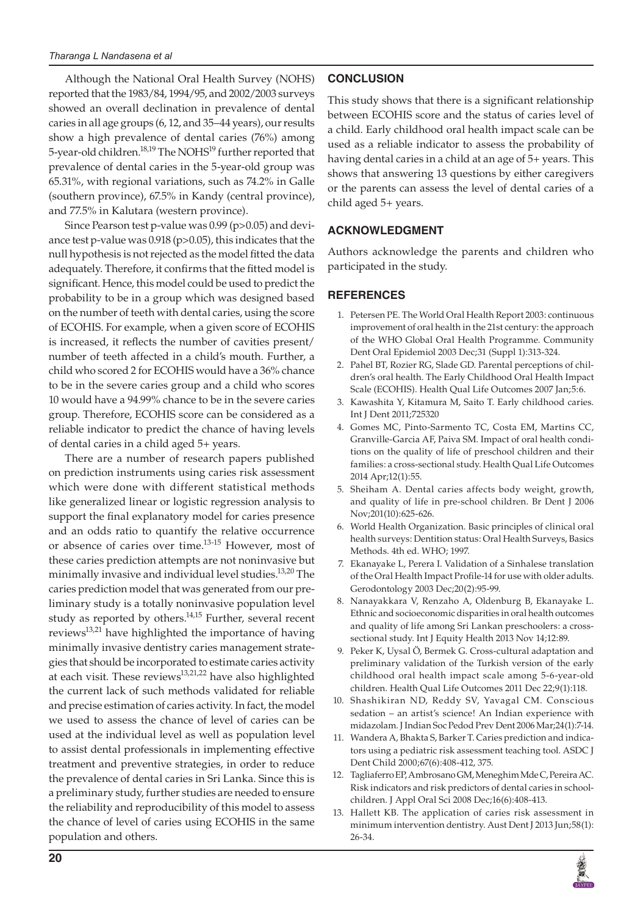Although the National Oral Health Survey (NOHS) reported that the 1983/84, 1994/95, and 2002/2003 surveys showed an overall declination in prevalence of dental caries in all age groups (6, 12, and 35–44 years), our results show a high prevalence of dental caries (76%) among 5-year-old children.[18,19] The NOHS[19] further reported that prevalence of dental caries in the 5-year-old group was 65.31%, with regional variations, such as 74.2% in Galle (southern province), 67.5% in Kandy (central province), and 77.5% in Kalutara (western province).

Since Pearson test p-value was 0.99 ($p>0.05$) and deviance test p-value was 0.918 ($p>0.05$), this indicates that the null hypothesis is not rejected as the model fitted the data adequately. Therefore, it confirms that the fitted model is significant. Hence, this model could be used to predict the probability to be in a group which was designed based on the number of teeth with dental caries, using the score of ECOHIS. For example, when a given score of ECOHIS is increased, it reflects the number of cavities present/number of teeth affected in a child's mouth. Further, a child who scored 2 for ECOHIS would have a 36% chance to be in the severe caries group and a child who scores 10 would have a 94.99% chance to be in the severe caries group. Therefore, ECOHIS score can be considered as a reliable indicator to predict the chance of having levels of dental caries in a child aged 5+ years.

There are a number of research papers published on prediction instruments using caries risk assessment which were done with different statistical methods like generalized linear or logistic regression analysis to support the final explanatory model for caries presence and an odds ratio to quantify the relative occurrence or absence of caries over time.[13-15] However, most of these caries prediction attempts are not noninvasive but minimally invasive and individual level studies.[13,20] The caries prediction model that was generated from our preliminary study is a totally noninvasive population level study as reported by others.[14,15] Further, several recent reviews[13,21] have highlighted the importance of having minimally invasive dentistry caries management strategies that should be incorporated to estimate caries activity at each visit. These reviews[13,21,22] have also highlighted the current lack of such methods validated for reliable and precise estimation of caries activity. In fact, the model we used to assess the chance of level of caries can be used at the individual level as well as population level to assist dental professionals in implementing effective treatment and preventive strategies, in order to reduce the prevalence of dental caries in Sri Lanka. Since this is a preliminary study, further studies are needed to ensure the reliability and reproducibility of this model to assess the chance of level of caries using ECOHIS in the same population and others.

## CONCLUSION

This study shows that there is a significant relationship between ECOHIS score and the status of caries level of a child. Early childhood oral health impact scale can be used as a reliable indicator to assess the probability of having dental caries in a child at an age of 5+ years. This shows that answering 13 questions by either caregivers or the parents can assess the level of dental caries of a child aged 5+ years.

## ACKNOWLEDGMENT

Authors acknowledge the parents and children who participated in the study.

## REFERENCES

1. Petersen PE. The World Oral Health Report 2003: continuous improvement of oral health in the 21st century: the approach of the WHO Global Oral Health Programme. Community Dent Oral Epidemiol 2003 Dec;31 (Suppl 1):313-324.
2. Pahel BT, Rozier RG, Slade GD. Parental perceptions of children's oral health. The Early Childhood Oral Health Impact Scale (ECOHIS). Health Qual Life Outcomes 2007 Jan;5:6.
3. Kawashita Y, Kitamura M, Saito T. Early childhood caries. Int J Dent 2011;725320
4. Gomes MC, Pinto-Sarmento TC, Costa EM, Martins CC, Granville-Garcia AF, Paiva SM. Impact of oral health conditions on the quality of life of preschool children and their families: a cross-sectional study. Health Qual Life Outcomes 2014 Apr;12(1):55.
5. Sheiham A. Dental caries affects body weight, growth, and quality of life in pre-school children. Br Dent J 2006 Nov;201(10):625-626.
6. World Health Organization. Basic principles of clinical oral health surveys: Dentition status: Oral Health Surveys, Basics Methods. 4th ed. WHO; 1997.
7. Ekanayake L, Perera I. Validation of a Sinhalese translation of the Oral Health Impact Profile-14 for use with older adults. Gerodontology 2003 Dec;20(2):95-99.
8. Nanayakkara V, Renzaho A, Oldenburg B, Ekanayake L. Ethnic and socioeconomic disparities in oral health outcomes and quality of life among Sri Lankan preschoolers: a cross-sectional study. Int J Equity Health 2013 Nov 14;12:89.
9. Peker K, Uysal Ö, Bermek G. Cross-cultural adaptation and preliminary validation of the Turkish version of the early childhood oral health impact scale among 5-6-year-old children. Health Qual Life Outcomes 2011 Dec 22;9(1):118.
10. Shashikiran ND, Reddy SV, Yavagal CM. Conscious sedation – an artist's science! An Indian experience with midazolam. J Indian Soc Pedod Prev Dent 2006 Mar;24(1):7-14.
11. Wandera A, Bhakta S, Barker T. Caries prediction and indicators using a pediatric risk assessment teaching tool. ASDC J Dent Child 2000;67(6):408-412, 375.
12. Tagliaferro EP, Ambrosano GM, Meneghim Mde C, Pereira AC. Risk indicators and risk predictors of dental caries in schoolchildren. J Appl Oral Sci 2008 Dec;16(6):408-413.
13. Hallett KB. The application of caries risk assessment in minimum intervention dentistry. Aust Dent J 2013 Jun;58(1):26-34.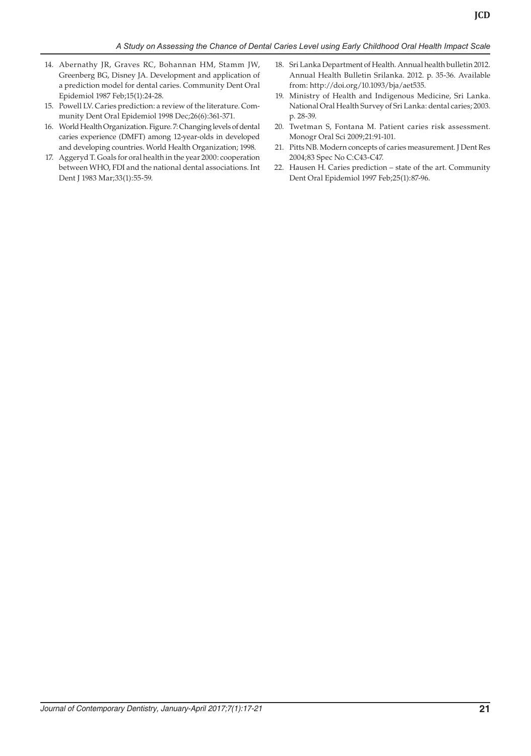14. Abernathy JR, Graves RC, Bohannan HM, Stamm JW, Greenberg BG, Disney JA. Development and application of a prediction model for dental caries. Community Dent Oral Epidemiol 1987 Feb;15(1):24-28.
15. Powell LV. Caries prediction: a review of the literature. Community Dent Oral Epidemiol 1998 Dec;26(6):361-371.
16. World Health Organization. Figure. 7: Changing levels of dental caries experience (DMFT) among 12-year-olds in developed and developing countries. World Health Organization; 1998.
17. Aggeryd T. Goals for oral health in the year 2000: cooperation between WHO, FDI and the national dental associations. Int Dent J 1983 Mar;33(1):55-59.
18. Sri Lanka Department of Health. Annual health bulletin 2012. Annual Health Bulletin Srilanka. 2012. p. 35-36. Available from: http://doi.org/10.1093/bja/aet535.
19. Ministry of Health and Indigenous Medicine, Sri Lanka. National Oral Health Survey of Sri Lanka: dental caries; 2003. p. 28-39.
20. Twetman S, Fontana M. Patient caries risk assessment. Monogr Oral Sci 2009;21:91-101.
21. Pitts NB. Modern concepts of caries measurement. J Dent Res 2004;83 Spec No C:C43-C47.
22. Hausen H. Caries prediction – state of the art. Community Dent Oral Epidemiol 1997 Feb;25(1):87-96.